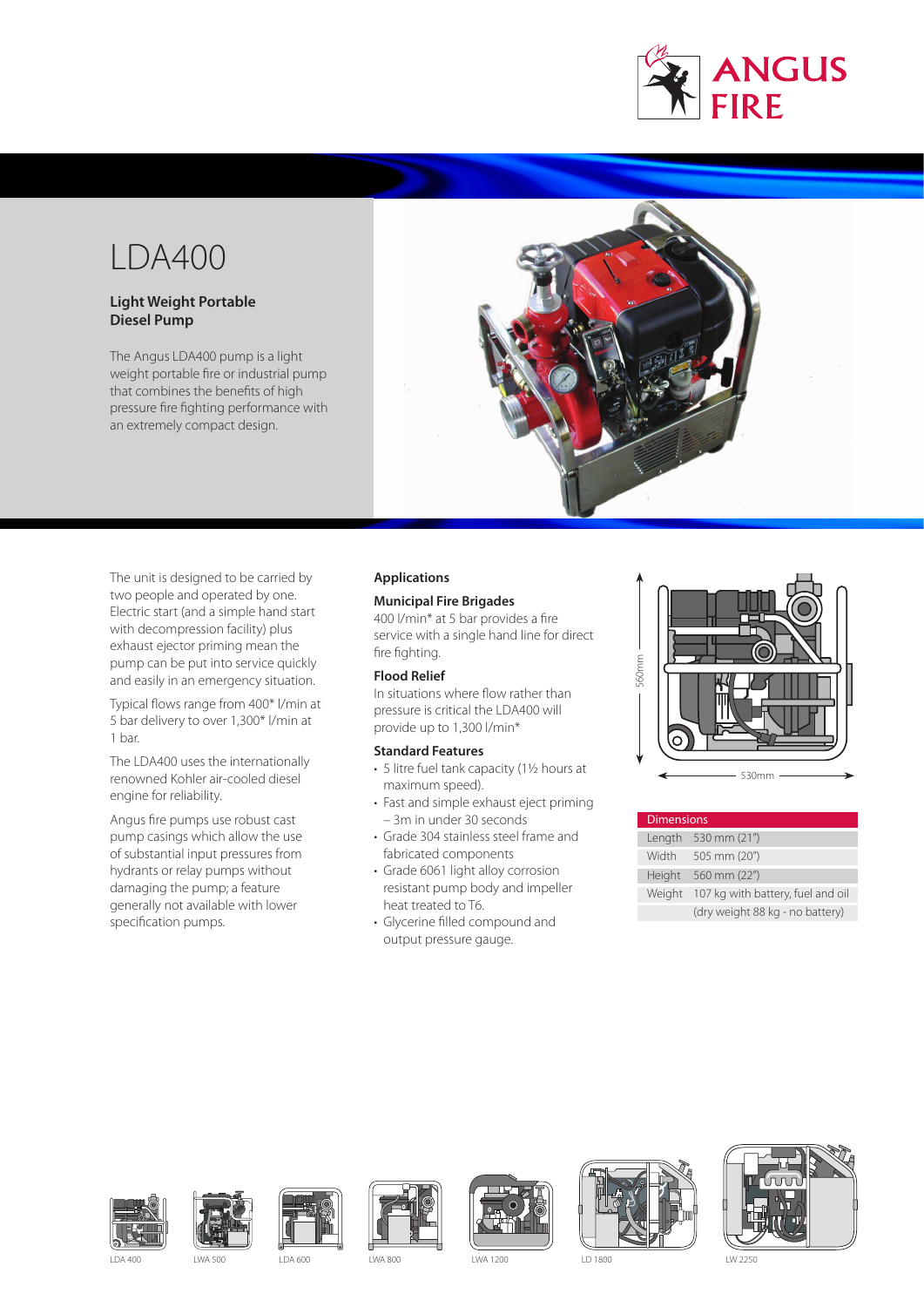ANGUS FIRE

# LDA400

## Light Weight Portable Diesel Pump

The Angus LDA400 pump is a light weight portable fire or industrial pump that combines the benefits of high pressure fire fighting performance with an extremely compact design.

The unit is designed to be carried by two people and operated by one. Electric start (and a simple hand start with decompression facility) plus exhaust ejector priming mean the pump can be put into service quickly and easily in an emergency situation.

Typical flows range from 400* l/min at 5 bar delivery to over 1,300* l/min at 1 bar.

The LDA400 uses the internationally renowned Kohler air-cooled diesel engine for reliability.

Angus fire pumps use robust cast pump casings which allow the use of substantial input pressures from hydrants or relay pumps without damaging the pump; a feature generally not available with lower specification pumps.

### Applications

**Municipal Fire Brigades**

400 l/min* at 5 bar provides a fire service with a single hand line for direct fire fighting.

**Flood Relief**

In situations where flow rather than pressure is critical the LDA400 will provide up to 1,300 l/min*

### Standard Features

- 5 litre fuel tank capacity (1½ hours at maximum speed).
- Fast and simple exhaust eject priming – 3m in under 30 seconds
- Grade 304 stainless steel frame and fabricated components
- Grade 6061 light alloy corrosion resistant pump body and impeller heat treated to T6.
- Glycerine filled compound and output pressure gauge.

560mm

530mm

| Dimensions | |
|---|---|
| Length | 530 mm (21") |
| Width | 505 mm (20") |
| Height | 560 mm (22") |
| Weight | 107 kg with battery, fuel and oil |
| | (dry weight 88 kg - no battery) |

LDA 400 LWA 500 LDA 600 LWA 800 LWA 1200 LD 1800 LW 2250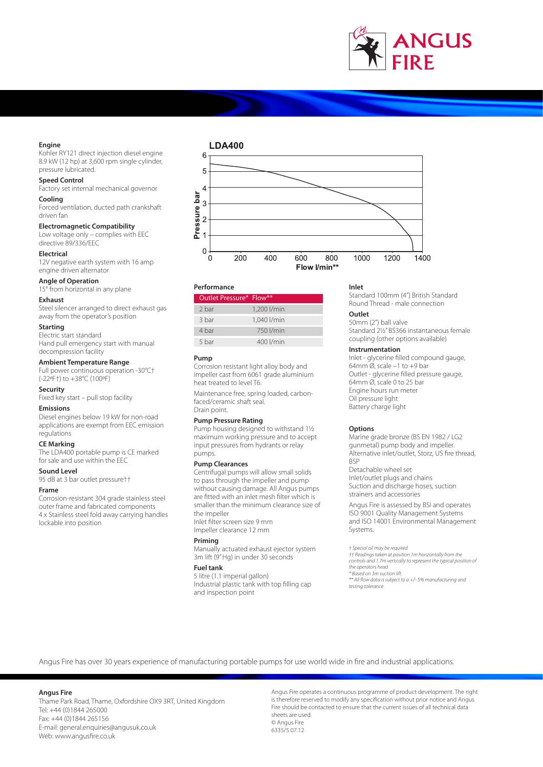## Engine

Kohler RY121 direct injection diesel engine 8.9 kW (12 hp) at 3,600 rpm single cylinder, pressure lubricated.

## Speed Control

Factory set internal mechanical governor

## Cooling

Forced ventilation, ducted path crankshaft driven fan

## Electromagnetic Compatibility

Low voltage only – complies with EEC directive 89/336/EEC

## Electrical

12V negative earth system with 16 amp engine driven alternator

## Angle of Operation

15° from horizontal in any plane

## Exhaust

Steel silencer arranged to direct exhaust gas away from the operator's position

## Starting

Electric start standard
Hand pull emergency start with manual decompression facility

## Ambient Temperature Range

Full power continuous operation -30°C† (-22ºF†) to +38°C (100ºF)

## Security

Fixed key start – pull stop facility

## Emissions

Diesel engines below 19 kW for non-road applications are exempt from EEC emission regulations

## CE Marking

The LDA400 portable pump is CE marked for sale and use within the EEC

## Sound Level

95 dB at 3 bar outlet pressure††

## Frame

Corrosion-resistant 304 grade stainless steel outer frame and fabricated components
4 x Stainless steel fold away carrying handles lockable into position

LDA400

Pressure bar

0
1
2
3
4
5
6

Flow l/min**

0
200
400
600
800
1000
1200
1400

## Performance

| Outlet Pressure* | Flow** |
|---|---|
| 2 bar | 1,200 l/min |
| 3 bar | 1,040 l/min |
| 4 bar | 750 l/min |
| 5 bar | 400 l/min |

## Pump

Corrosion resistant light alloy body and impeller cast from 6061 grade aluminium heat treated to level T6.

Maintenance free, spring loaded, carbon-faced/ceramic shaft seal.
Drain point.

## Pump Pressure Rating

Pump housing designed to withstand 1½ maximum working pressure and to accept input pressures from hydrants or relay pumps.

## Pump Clearances

Centrifugal pumps will allow small solids to pass through the impeller and pump without causing damage. All Angus pumps are fitted with an inlet mesh filter which is smaller than the minimum clearance size of the impeller
Inlet filter screen size 9 mm
Impeller clearance 12 mm

## Priming

Manually actuated exhaust ejector system 3m lift (9" Hg) in under 30 seconds

## Fuel tank

5 litre (1.1 imperial gallon)
Industrial plastic tank with top filling cap and inspection point

## Inlet

Standard 100mm (4") British Standard Round Thread - male connection

## Outlet

50mm (2") ball valve
Standard 2½" BS366 instantaneous female coupling (other options available)

## Instrumentation

Inlet - glycerine filled compound gauge, 64mm Ø, scale –1 to +9 bar
Outlet - glycerine filled pressure gauge, 64mm Ø, scale 0 to 25 bar
Engine hours run meter
Oil pressure light
Battery charge light

## Options

Marine grade bronze (BS EN 1982 / LG2 gunmetal) pump body and impeller.
Alternative inlet/outlet, Storz, US fire thread, BSP
Detachable wheel set
Inlet/outlet plugs and chains
Suction and discharge hoses, suction strainers and accessories

Angus Fire is assessed by BSI and operates ISO 9001 Quality Management Systems and ISO 14001 Environmental Management Systems.

*† Special oil may be required.*
*†† Readings taken at position 1m horizontally from the controls and 1.7m vertically to represent the typical position of the operators head.*
*\* Based on 3m suction lift.*
*\*\* All flow data is subject to a +/- 5% manufacturing and testing tolerance.*

Angus Fire has over 30 years experience of manufacturing portable pumps for use world wide in fire and industrial applications.

**Angus Fire**
Thame Park Road, Thame, Oxfordshire OX9 3RT, United Kingdom
Tel: +44 (0)1844 265000
Fax: +44 (0)1844 265156
E-mail: general.enquiries@angusuk.co.uk
Web: www.angusfire.co.uk

Angus Fire operates a continuous programme of product development. The right is therefore reserved to modify any specification without prior notice and Angus Fire should be contacted to ensure that the current issues of all technical data sheets are used.
© Angus Fire
6335/5 07.12